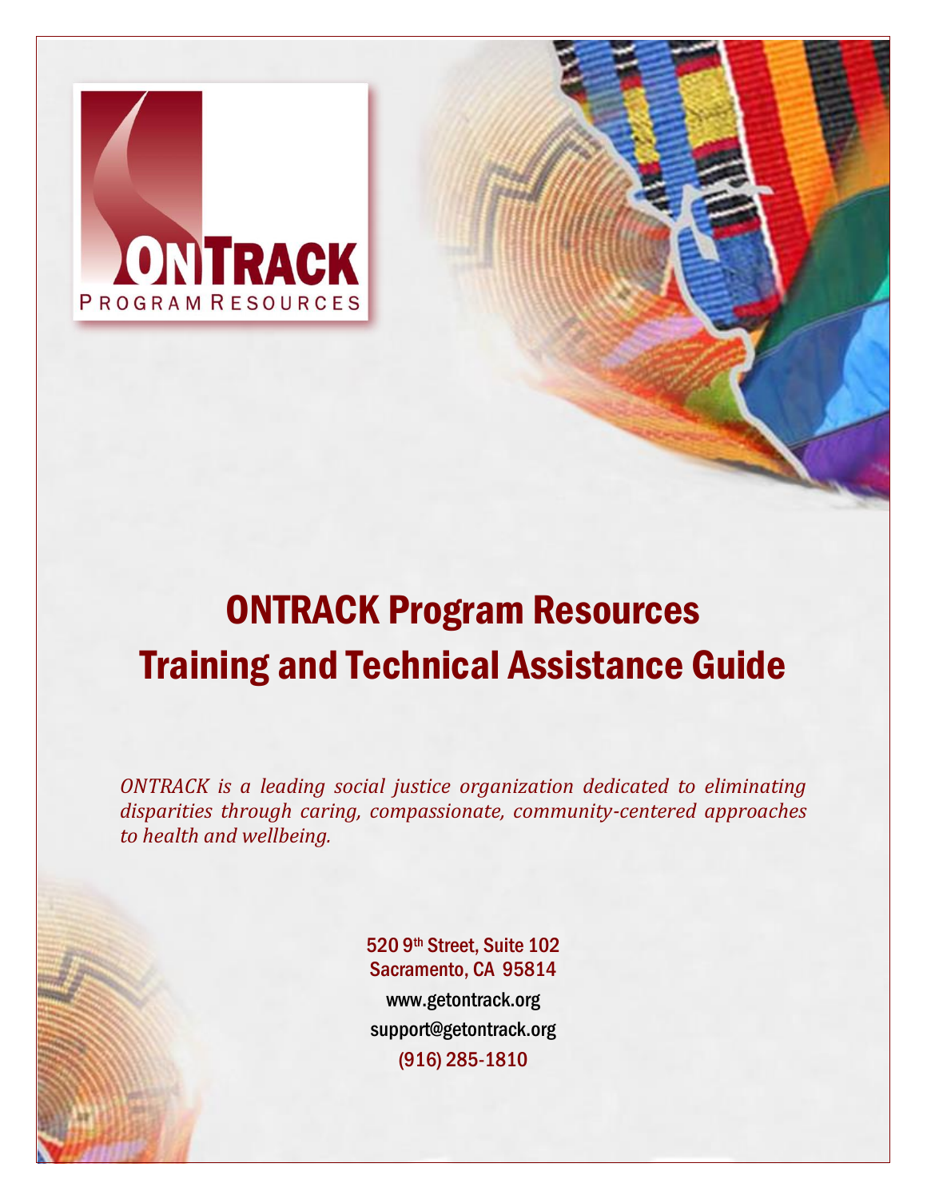ONTRACK
PROGRAM RESOURCES

# ONTRACK Program Resources
# Training and Technical Assistance Guide

*ONTRACK is a leading social justice organization dedicated to eliminating disparities through caring, compassionate, community-centered approaches to health and wellbeing.*

520 9th Street, Suite 102
Sacramento, CA 95814
www.getontrack.org
support@getontrack.org
(916) 285-1810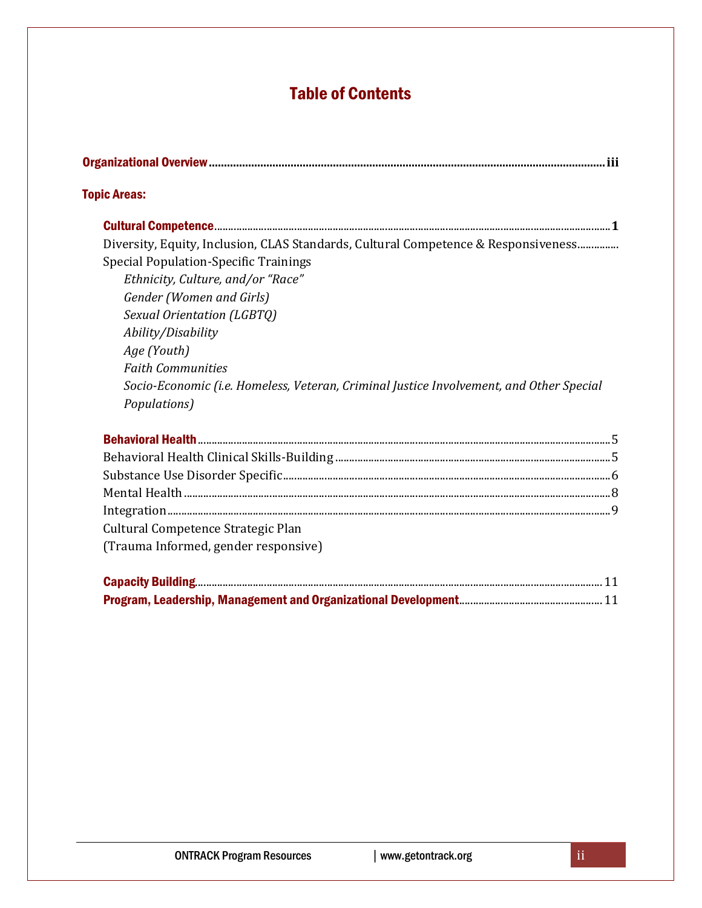# Table of Contents

**Organizational Overview** .......... iii

**Topic Areas:**

**Cultural Competence** .......... 1

Diversity, Equity, Inclusion, CLAS Standards, Cultural Competence & Responsiveness..........

Special Population-Specific Trainings

- *Ethnicity, Culture, and/or "Race"*
- *Gender (Women and Girls)*
- *Sexual Orientation (LGBTQ)*
- *Ability/Disability*
- *Age (Youth)*
- *Faith Communities*
- *Socio-Economic (i.e. Homeless, Veteran, Criminal Justice Involvement, and Other Special Populations)*

**Behavioral Health** .......... 5

Behavioral Health Clinical Skills-Building .......... 5

Substance Use Disorder Specific .......... 6

Mental Health .......... 8

Integration .......... 9

Cultural Competence Strategic Plan
(Trauma Informed, gender responsive)

**Capacity Building** .......... 11

**Program, Leadership, Management and Organizational Development** .......... 11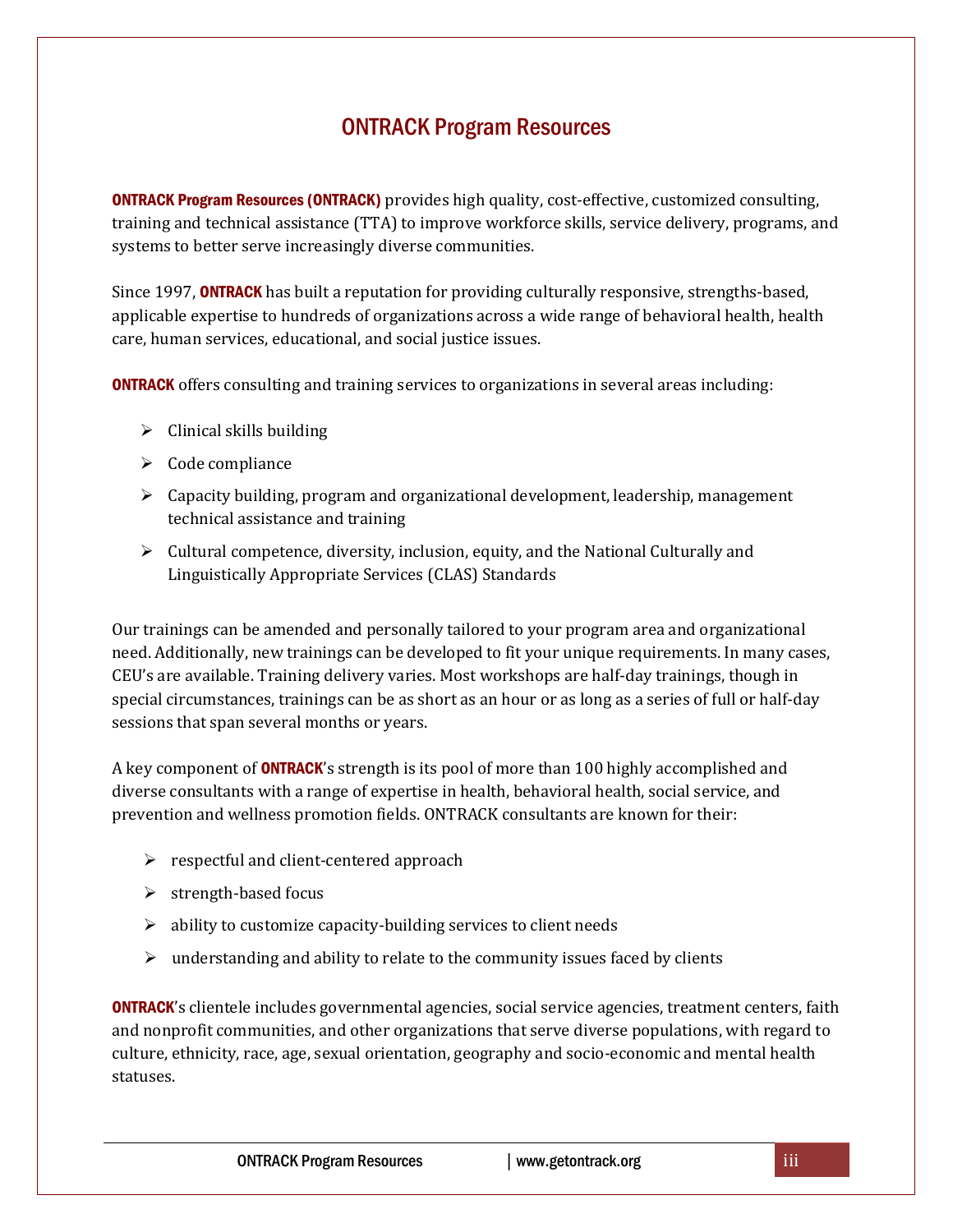# ONTRACK Program Resources

**ONTRACK Program Resources (ONTRACK)** provides high quality, cost-effective, customized consulting, training and technical assistance (TTA) to improve workforce skills, service delivery, programs, and systems to better serve increasingly diverse communities.

Since 1997, **ONTRACK** has built a reputation for providing culturally responsive, strengths-based, applicable expertise to hundreds of organizations across a wide range of behavioral health, health care, human services, educational, and social justice issues.

**ONTRACK** offers consulting and training services to organizations in several areas including:

- Clinical skills building
- Code compliance
- Capacity building, program and organizational development, leadership, management technical assistance and training
- Cultural competence, diversity, inclusion, equity, and the National Culturally and Linguistically Appropriate Services (CLAS) Standards

Our trainings can be amended and personally tailored to your program area and organizational need. Additionally, new trainings can be developed to fit your unique requirements. In many cases, CEU's are available. Training delivery varies. Most workshops are half-day trainings, though in special circumstances, trainings can be as short as an hour or as long as a series of full or half-day sessions that span several months or years.

A key component of **ONTRACK**'s strength is its pool of more than 100 highly accomplished and diverse consultants with a range of expertise in health, behavioral health, social service, and prevention and wellness promotion fields. ONTRACK consultants are known for their:

- respectful and client-centered approach
- strength-based focus
- ability to customize capacity-building services to client needs
- understanding and ability to relate to the community issues faced by clients

**ONTRACK**'s clientele includes governmental agencies, social service agencies, treatment centers, faith and nonprofit communities, and other organizations that serve diverse populations, with regard to culture, ethnicity, race, age, sexual orientation, geography and socio-economic and mental health statuses.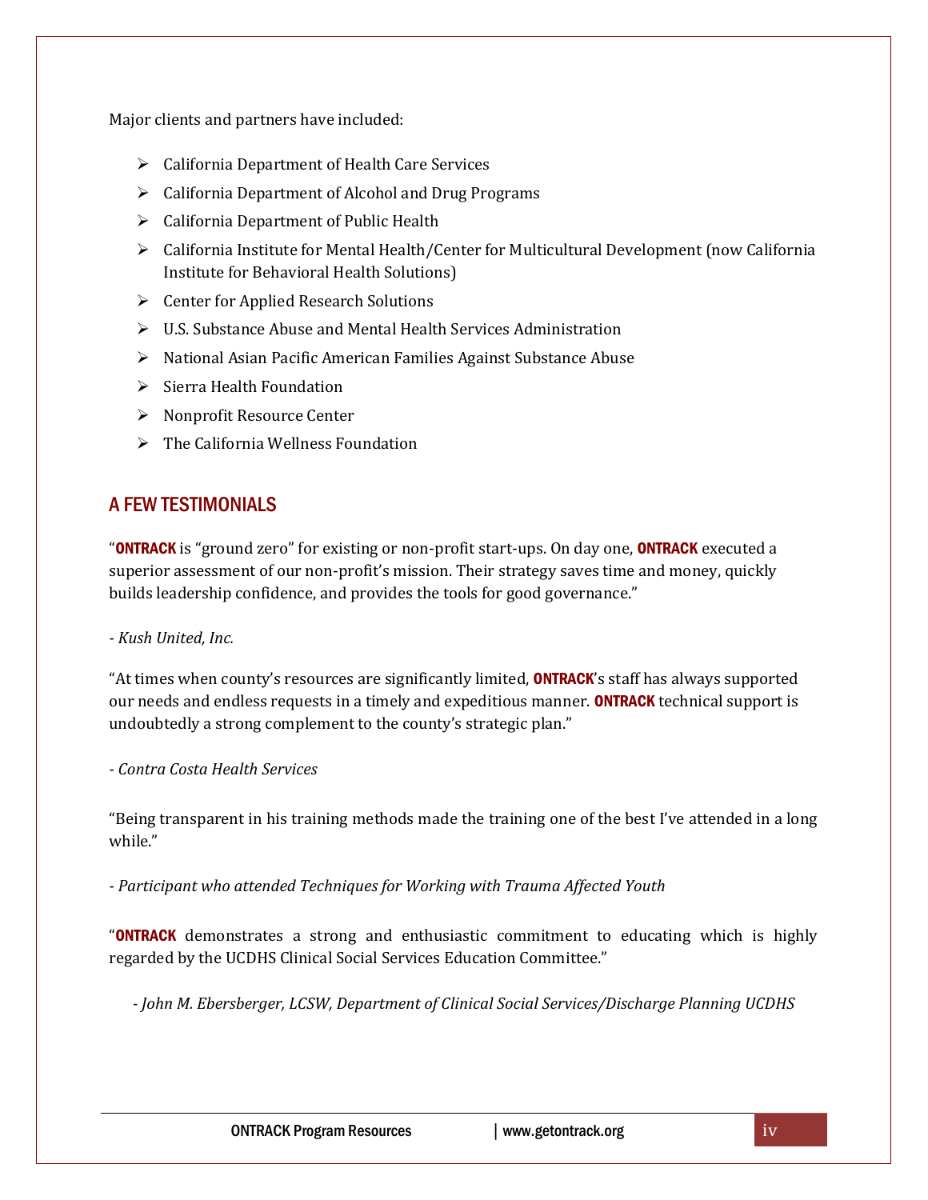Major clients and partners have included:

- California Department of Health Care Services
- California Department of Alcohol and Drug Programs
- California Department of Public Health
- California Institute for Mental Health/Center for Multicultural Development (now California Institute for Behavioral Health Solutions)
- Center for Applied Research Solutions
- U.S. Substance Abuse and Mental Health Services Administration
- National Asian Pacific American Families Against Substance Abuse
- Sierra Health Foundation
- Nonprofit Resource Center
- The California Wellness Foundation

## A FEW TESTIMONIALS

"**ONTRACK** is "ground zero" for existing or non-profit start-ups. On day one, **ONTRACK** executed a superior assessment of our non-profit's mission. Their strategy saves time and money, quickly builds leadership confidence, and provides the tools for good governance."

*- Kush United, Inc.*

"At times when county's resources are significantly limited, **ONTRACK**'s staff has always supported our needs and endless requests in a timely and expeditious manner. **ONTRACK** technical support is undoubtedly a strong complement to the county's strategic plan."

*- Contra Costa Health Services*

"Being transparent in his training methods made the training one of the best I've attended in a long while."

*- Participant who attended Techniques for Working with Trauma Affected Youth*

"**ONTRACK** demonstrates a strong and enthusiastic commitment to educating which is highly regarded by the UCDHS Clinical Social Services Education Committee."

*- John M. Ebersberger, LCSW, Department of Clinical Social Services/Discharge Planning UCDHS*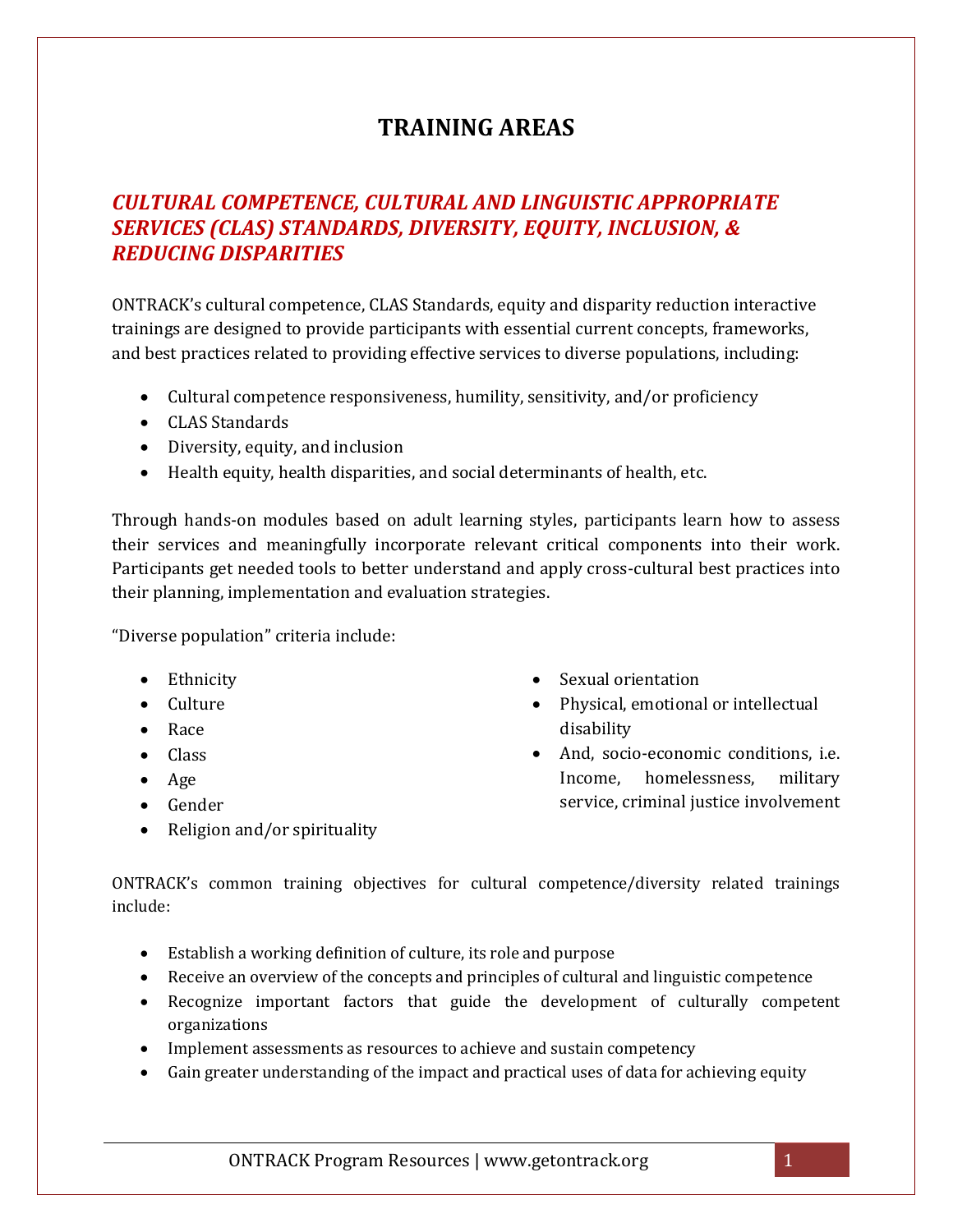# TRAINING AREAS

## *CULTURAL COMPETENCE, CULTURAL AND LINGUISTIC APPROPRIATE SERVICES (CLAS) STANDARDS, DIVERSITY, EQUITY, INCLUSION, & REDUCING DISPARITIES*

ONTRACK's cultural competence, CLAS Standards, equity and disparity reduction interactive trainings are designed to provide participants with essential current concepts, frameworks, and best practices related to providing effective services to diverse populations, including:

- Cultural competence responsiveness, humility, sensitivity, and/or proficiency
- CLAS Standards
- Diversity, equity, and inclusion
- Health equity, health disparities, and social determinants of health, etc.

Through hands-on modules based on adult learning styles, participants learn how to assess their services and meaningfully incorporate relevant critical components into their work. Participants get needed tools to better understand and apply cross-cultural best practices into their planning, implementation and evaluation strategies.

"Diverse population" criteria include:

- Ethnicity
- Culture
- Race
- Class
- Age
- Gender
- Religion and/or spirituality
- Sexual orientation
- Physical, emotional or intellectual disability
- And, socio-economic conditions, i.e. Income, homelessness, military service, criminal justice involvement

ONTRACK's common training objectives for cultural competence/diversity related trainings include:

- Establish a working definition of culture, its role and purpose
- Receive an overview of the concepts and principles of cultural and linguistic competence
- Recognize important factors that guide the development of culturally competent organizations
- Implement assessments as resources to achieve and sustain competency
- Gain greater understanding of the impact and practical uses of data for achieving equity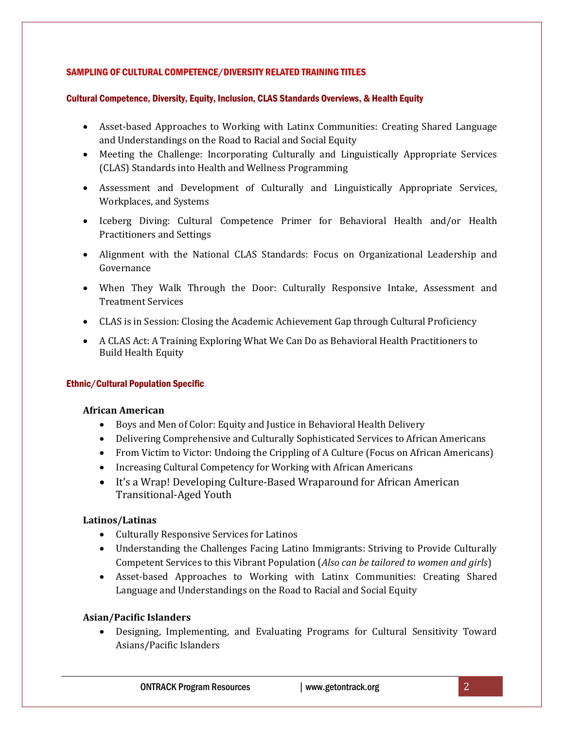## SAMPLING OF CULTURAL COMPETENCE/DIVERSITY RELATED TRAINING TITLES

### Cultural Competence, Diversity, Equity, Inclusion, CLAS Standards Overviews, & Health Equity

- Asset-based Approaches to Working with Latinx Communities: Creating Shared Language and Understandings on the Road to Racial and Social Equity
- Meeting the Challenge: Incorporating Culturally and Linguistically Appropriate Services (CLAS) Standards into Health and Wellness Programming
- Assessment and Development of Culturally and Linguistically Appropriate Services, Workplaces, and Systems
- Iceberg Diving: Cultural Competence Primer for Behavioral Health and/or Health Practitioners and Settings
- Alignment with the National CLAS Standards: Focus on Organizational Leadership and Governance
- When They Walk Through the Door: Culturally Responsive Intake, Assessment and Treatment Services
- CLAS is in Session: Closing the Academic Achievement Gap through Cultural Proficiency
- A CLAS Act: A Training Exploring What We Can Do as Behavioral Health Practitioners to Build Health Equity

### Ethnic/Cultural Population Specific

**African American**

- Boys and Men of Color: Equity and Justice in Behavioral Health Delivery
- Delivering Comprehensive and Culturally Sophisticated Services to African Americans
- From Victim to Victor: Undoing the Crippling of A Culture (Focus on African Americans)
- Increasing Cultural Competency for Working with African Americans
- It's a Wrap! Developing Culture-Based Wraparound for African American Transitional-Aged Youth

**Latinos/Latinas**

- Culturally Responsive Services for Latinos
- Understanding the Challenges Facing Latino Immigrants: Striving to Provide Culturally Competent Services to this Vibrant Population (*Also can be tailored to women and girls*)
- Asset-based Approaches to Working with Latinx Communities: Creating Shared Language and Understandings on the Road to Racial and Social Equity

**Asian/Pacific Islanders**

- Designing, Implementing, and Evaluating Programs for Cultural Sensitivity Toward Asians/Pacific Islanders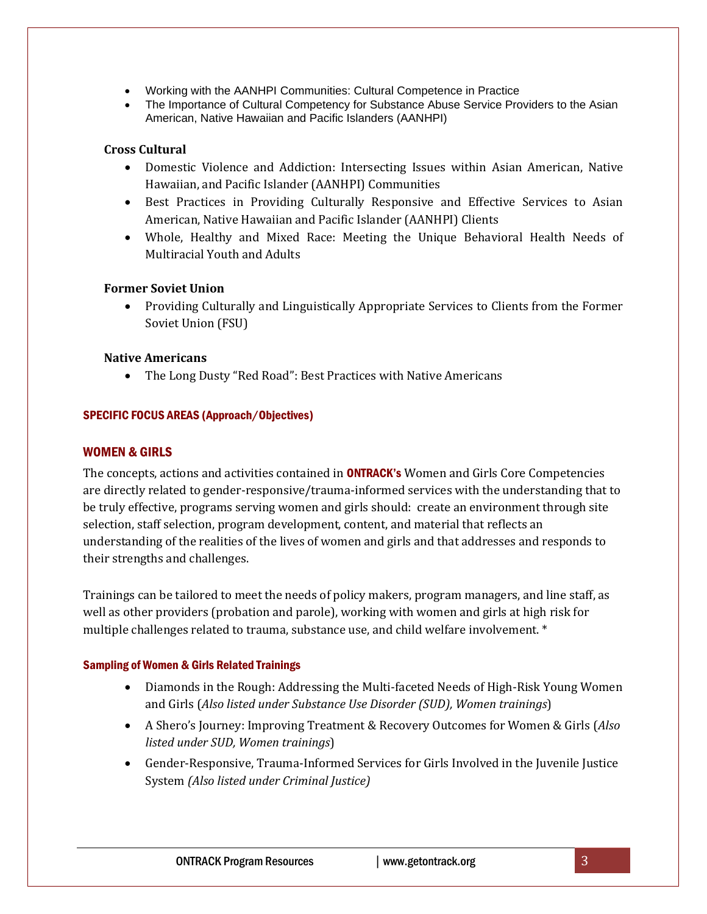- Working with the AANHPI Communities: Cultural Competence in Practice
- The Importance of Cultural Competency for Substance Abuse Service Providers to the Asian American, Native Hawaiian and Pacific Islanders (AANHPI)

**Cross Cultural**

- Domestic Violence and Addiction: Intersecting Issues within Asian American, Native Hawaiian, and Pacific Islander (AANHPI) Communities
- Best Practices in Providing Culturally Responsive and Effective Services to Asian American, Native Hawaiian and Pacific Islander (AANHPI) Clients
- Whole, Healthy and Mixed Race: Meeting the Unique Behavioral Health Needs of Multiracial Youth and Adults

**Former Soviet Union**

- Providing Culturally and Linguistically Appropriate Services to Clients from the Former Soviet Union (FSU)

**Native Americans**

- The Long Dusty "Red Road": Best Practices with Native Americans

## SPECIFIC FOCUS AREAS (Approach/Objectives)

## WOMEN & GIRLS

The concepts, actions and activities contained in **ONTRACK's** Women and Girls Core Competencies are directly related to gender-responsive/trauma-informed services with the understanding that to be truly effective, programs serving women and girls should: create an environment through site selection, staff selection, program development, content, and material that reflects an understanding of the realities of the lives of women and girls and that addresses and responds to their strengths and challenges.

Trainings can be tailored to meet the needs of policy makers, program managers, and line staff, as well as other providers (probation and parole), working with women and girls at high risk for multiple challenges related to trauma, substance use, and child welfare involvement. *

### Sampling of Women & Girls Related Trainings

- Diamonds in the Rough: Addressing the Multi-faceted Needs of High-Risk Young Women and Girls (*Also listed under Substance Use Disorder (SUD), Women trainings*)
- A Shero's Journey: Improving Treatment & Recovery Outcomes for Women & Girls (*Also listed under SUD, Women trainings*)
- Gender-Responsive, Trauma-Informed Services for Girls Involved in the Juvenile Justice System *(Also listed under Criminal Justice)*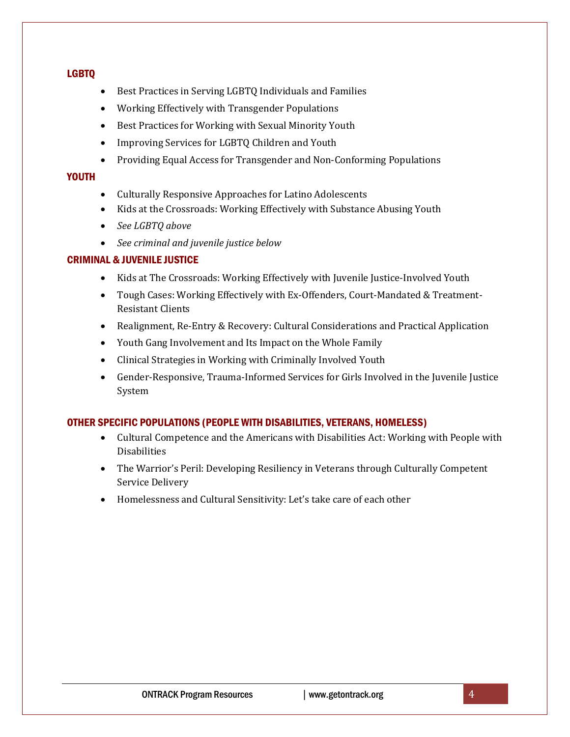### LGBTQ

- Best Practices in Serving LGBTQ Individuals and Families
- Working Effectively with Transgender Populations
- Best Practices for Working with Sexual Minority Youth
- Improving Services for LGBTQ Children and Youth
- Providing Equal Access for Transgender and Non-Conforming Populations

### YOUTH

- Culturally Responsive Approaches for Latino Adolescents
- Kids at the Crossroads: Working Effectively with Substance Abusing Youth
- *See LGBTQ above*
- *See criminal and juvenile justice below*

### CRIMINAL & JUVENILE JUSTICE

- Kids at The Crossroads: Working Effectively with Juvenile Justice-Involved Youth
- Tough Cases: Working Effectively with Ex-Offenders, Court-Mandated & Treatment-Resistant Clients
- Realignment, Re-Entry & Recovery: Cultural Considerations and Practical Application
- Youth Gang Involvement and Its Impact on the Whole Family
- Clinical Strategies in Working with Criminally Involved Youth
- Gender-Responsive, Trauma-Informed Services for Girls Involved in the Juvenile Justice System

### OTHER SPECIFIC POPULATIONS (PEOPLE WITH DISABILITIES, VETERANS, HOMELESS)

- Cultural Competence and the Americans with Disabilities Act: Working with People with Disabilities
- The Warrior's Peril: Developing Resiliency in Veterans through Culturally Competent Service Delivery
- Homelessness and Cultural Sensitivity: Let's take care of each other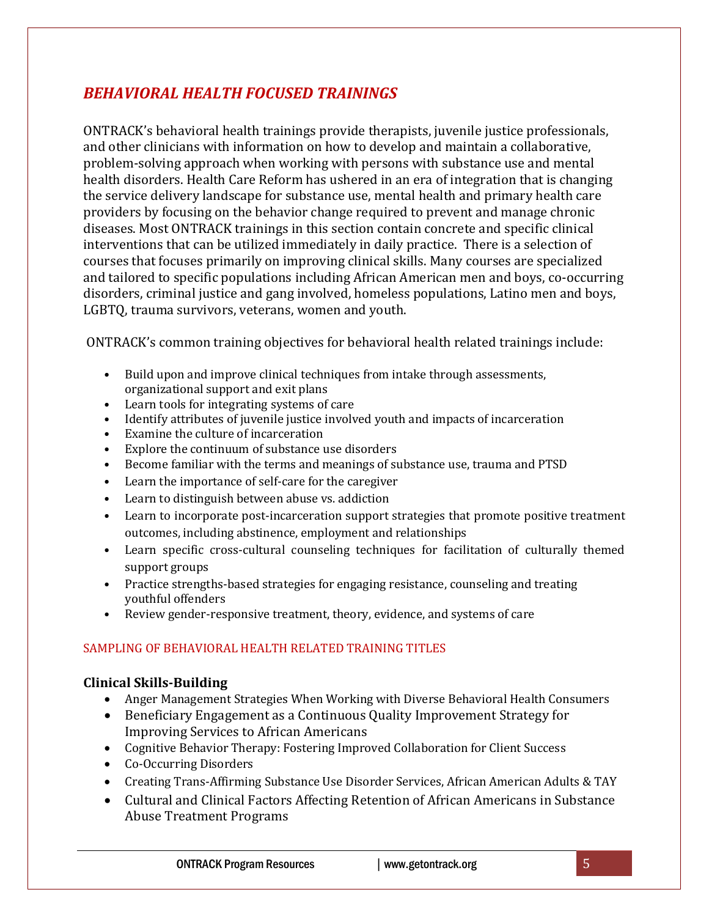## *BEHAVIORAL HEALTH FOCUSED TRAININGS*

ONTRACK's behavioral health trainings provide therapists, juvenile justice professionals, and other clinicians with information on how to develop and maintain a collaborative, problem-solving approach when working with persons with substance use and mental health disorders. Health Care Reform has ushered in an era of integration that is changing the service delivery landscape for substance use, mental health and primary health care providers by focusing on the behavior change required to prevent and manage chronic diseases. Most ONTRACK trainings in this section contain concrete and specific clinical interventions that can be utilized immediately in daily practice. There is a selection of courses that focuses primarily on improving clinical skills. Many courses are specialized and tailored to specific populations including African American men and boys, co-occurring disorders, criminal justice and gang involved, homeless populations, Latino men and boys, LGBTQ, trauma survivors, veterans, women and youth.

ONTRACK's common training objectives for behavioral health related trainings include:

- Build upon and improve clinical techniques from intake through assessments, organizational support and exit plans
- Learn tools for integrating systems of care
- Identify attributes of juvenile justice involved youth and impacts of incarceration
- Examine the culture of incarceration
- Explore the continuum of substance use disorders
- Become familiar with the terms and meanings of substance use, trauma and PTSD
- Learn the importance of self-care for the caregiver
- Learn to distinguish between abuse vs. addiction
- Learn to incorporate post-incarceration support strategies that promote positive treatment outcomes, including abstinence, employment and relationships
- Learn specific cross-cultural counseling techniques for facilitation of culturally themed support groups
- Practice strengths-based strategies for engaging resistance, counseling and treating youthful offenders
- Review gender-responsive treatment, theory, evidence, and systems of care

### SAMPLING OF BEHAVIORAL HEALTH RELATED TRAINING TITLES

**Clinical Skills-Building**

- Anger Management Strategies When Working with Diverse Behavioral Health Consumers
- Beneficiary Engagement as a Continuous Quality Improvement Strategy for Improving Services to African Americans
- Cognitive Behavior Therapy: Fostering Improved Collaboration for Client Success
- Co-Occurring Disorders
- Creating Trans-Affirming Substance Use Disorder Services, African American Adults & TAY
- Cultural and Clinical Factors Affecting Retention of African Americans in Substance Abuse Treatment Programs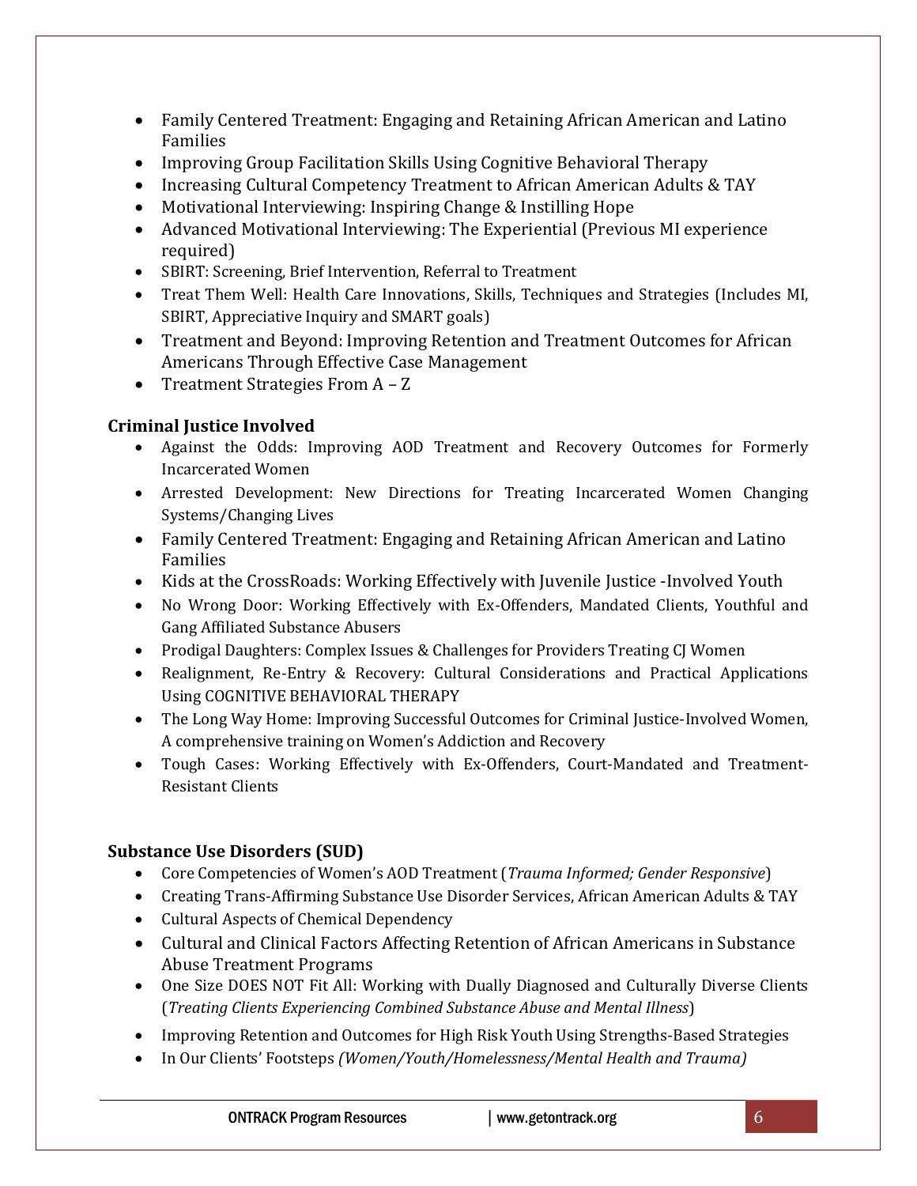- Family Centered Treatment: Engaging and Retaining African American and Latino Families
- Improving Group Facilitation Skills Using Cognitive Behavioral Therapy
- Increasing Cultural Competency Treatment to African American Adults & TAY
- Motivational Interviewing: Inspiring Change & Instilling Hope
- Advanced Motivational Interviewing: The Experiential (Previous MI experience required)
- SBIRT: Screening, Brief Intervention, Referral to Treatment
- Treat Them Well: Health Care Innovations, Skills, Techniques and Strategies (Includes MI, SBIRT, Appreciative Inquiry and SMART goals)
- Treatment and Beyond: Improving Retention and Treatment Outcomes for African Americans Through Effective Case Management
- Treatment Strategies From A – Z

### Criminal Justice Involved

- Against the Odds: Improving AOD Treatment and Recovery Outcomes for Formerly Incarcerated Women
- Arrested Development: New Directions for Treating Incarcerated Women Changing Systems/Changing Lives
- Family Centered Treatment: Engaging and Retaining African American and Latino Families
- Kids at the CrossRoads: Working Effectively with Juvenile Justice -Involved Youth
- No Wrong Door: Working Effectively with Ex-Offenders, Mandated Clients, Youthful and Gang Affiliated Substance Abusers
- Prodigal Daughters: Complex Issues & Challenges for Providers Treating CJ Women
- Realignment, Re-Entry & Recovery: Cultural Considerations and Practical Applications Using COGNITIVE BEHAVIORAL THERAPY
- The Long Way Home: Improving Successful Outcomes for Criminal Justice-Involved Women, A comprehensive training on Women's Addiction and Recovery
- Tough Cases: Working Effectively with Ex-Offenders, Court-Mandated and Treatment-Resistant Clients

### Substance Use Disorders (SUD)

- Core Competencies of Women's AOD Treatment (*Trauma Informed; Gender Responsive*)
- Creating Trans-Affirming Substance Use Disorder Services, African American Adults & TAY
- Cultural Aspects of Chemical Dependency
- Cultural and Clinical Factors Affecting Retention of African Americans in Substance Abuse Treatment Programs
- One Size DOES NOT Fit All: Working with Dually Diagnosed and Culturally Diverse Clients (*Treating Clients Experiencing Combined Substance Abuse and Mental Illness*)
- Improving Retention and Outcomes for High Risk Youth Using Strengths-Based Strategies
- In Our Clients' Footsteps *(Women/Youth/Homelessness/Mental Health and Trauma)*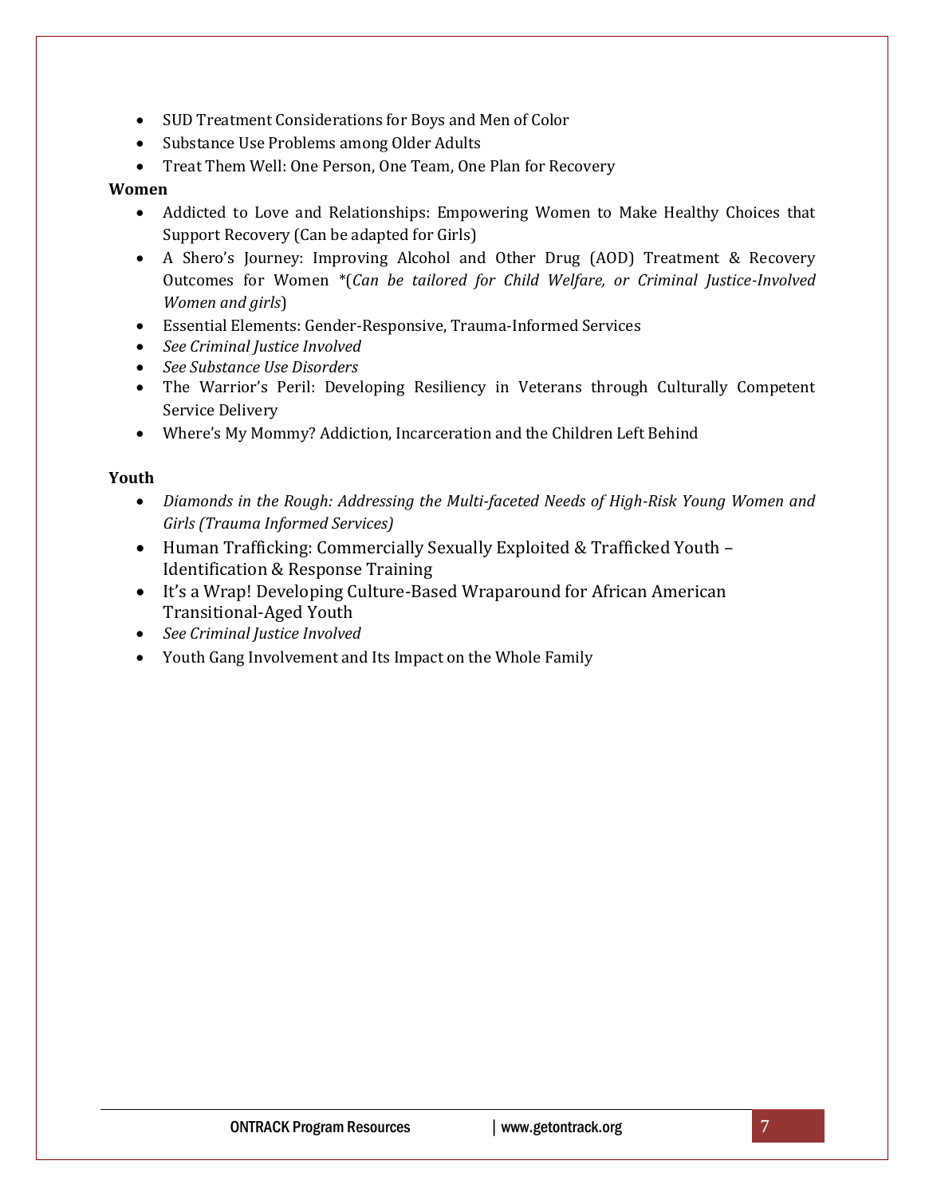- SUD Treatment Considerations for Boys and Men of Color
- Substance Use Problems among Older Adults
- Treat Them Well: One Person, One Team, One Plan for Recovery

**Women**

- Addicted to Love and Relationships: Empowering Women to Make Healthy Choices that Support Recovery (Can be adapted for Girls)
- A Shero's Journey: Improving Alcohol and Other Drug (AOD) Treatment & Recovery Outcomes for Women *(*Can be tailored for Child Welfare, or Criminal Justice-Involved Women and girls*)
- Essential Elements: Gender-Responsive, Trauma-Informed Services
- *See Criminal Justice Involved*
- *See Substance Use Disorders*
- The Warrior's Peril: Developing Resiliency in Veterans through Culturally Competent Service Delivery
- Where's My Mommy? Addiction, Incarceration and the Children Left Behind

**Youth**

- *Diamonds in the Rough: Addressing the Multi-faceted Needs of High-Risk Young Women and Girls (Trauma Informed Services)*
- Human Trafficking: Commercially Sexually Exploited & Trafficked Youth – Identification & Response Training
- It's a Wrap! Developing Culture-Based Wraparound for African American Transitional-Aged Youth
- *See Criminal Justice Involved*
- Youth Gang Involvement and Its Impact on the Whole Family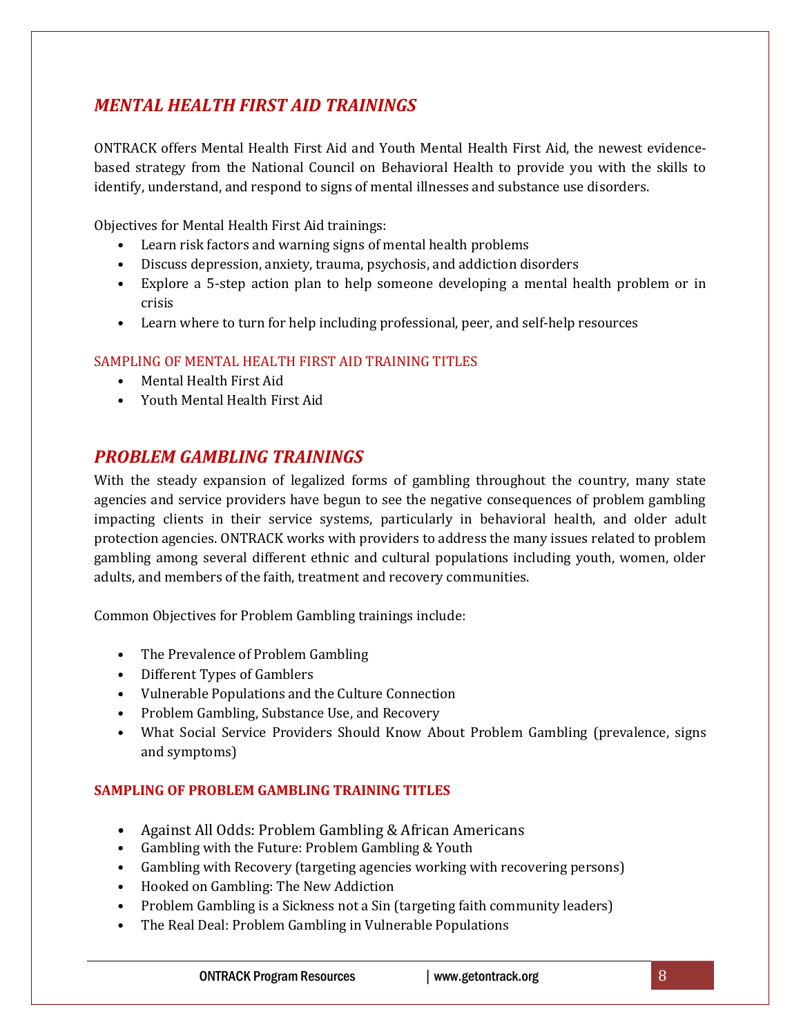## *MENTAL HEALTH FIRST AID TRAININGS*

ONTRACK offers Mental Health First Aid and Youth Mental Health First Aid, the newest evidence-based strategy from the National Council on Behavioral Health to provide you with the skills to identify, understand, and respond to signs of mental illnesses and substance use disorders.

Objectives for Mental Health First Aid trainings:

- Learn risk factors and warning signs of mental health problems
- Discuss depression, anxiety, trauma, psychosis, and addiction disorders
- Explore a 5-step action plan to help someone developing a mental health problem or in crisis
- Learn where to turn for help including professional, peer, and self-help resources

### SAMPLING OF MENTAL HEALTH FIRST AID TRAINING TITLES

- Mental Health First Aid
- Youth Mental Health First Aid

## *PROBLEM GAMBLING TRAININGS*

With the steady expansion of legalized forms of gambling throughout the country, many state agencies and service providers have begun to see the negative consequences of problem gambling impacting clients in their service systems, particularly in behavioral health, and older adult protection agencies. ONTRACK works with providers to address the many issues related to problem gambling among several different ethnic and cultural populations including youth, women, older adults, and members of the faith, treatment and recovery communities.

Common Objectives for Problem Gambling trainings include:

- The Prevalence of Problem Gambling
- Different Types of Gamblers
- Vulnerable Populations and the Culture Connection
- Problem Gambling, Substance Use, and Recovery
- What Social Service Providers Should Know About Problem Gambling (prevalence, signs and symptoms)

### **SAMPLING OF PROBLEM GAMBLING TRAINING TITLES**

- Against All Odds: Problem Gambling & African Americans
- Gambling with the Future: Problem Gambling & Youth
- Gambling with Recovery (targeting agencies working with recovering persons)
- Hooked on Gambling: The New Addiction
- Problem Gambling is a Sickness not a Sin (targeting faith community leaders)
- The Real Deal: Problem Gambling in Vulnerable Populations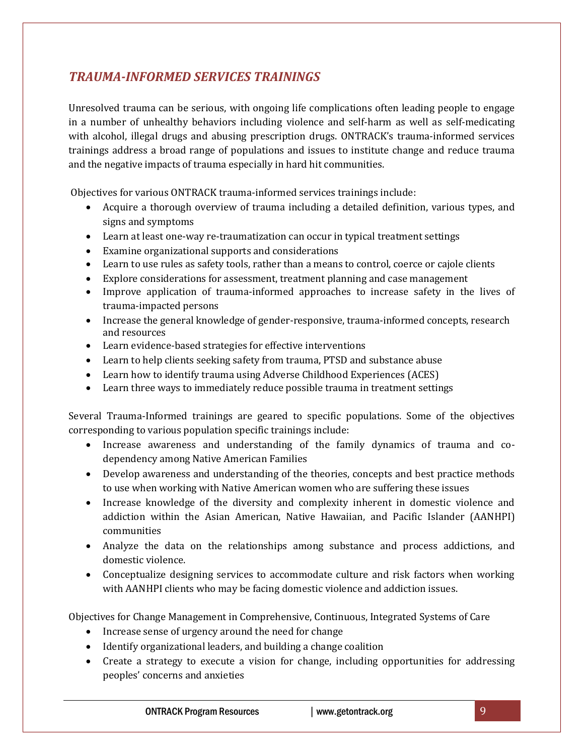## *TRAUMA-INFORMED SERVICES TRAININGS*

Unresolved trauma can be serious, with ongoing life complications often leading people to engage in a number of unhealthy behaviors including violence and self-harm as well as self-medicating with alcohol, illegal drugs and abusing prescription drugs. ONTRACK's trauma-informed services trainings address a broad range of populations and issues to institute change and reduce trauma and the negative impacts of trauma especially in hard hit communities.

Objectives for various ONTRACK trauma-informed services trainings include:

- Acquire a thorough overview of trauma including a detailed definition, various types, and signs and symptoms
- Learn at least one-way re-traumatization can occur in typical treatment settings
- Examine organizational supports and considerations
- Learn to use rules as safety tools, rather than a means to control, coerce or cajole clients
- Explore considerations for assessment, treatment planning and case management
- Improve application of trauma-informed approaches to increase safety in the lives of trauma-impacted persons
- Increase the general knowledge of gender-responsive, trauma-informed concepts, research and resources
- Learn evidence-based strategies for effective interventions
- Learn to help clients seeking safety from trauma, PTSD and substance abuse
- Learn how to identify trauma using Adverse Childhood Experiences (ACES)
- Learn three ways to immediately reduce possible trauma in treatment settings

Several Trauma-Informed trainings are geared to specific populations. Some of the objectives corresponding to various population specific trainings include:

- Increase awareness and understanding of the family dynamics of trauma and co-dependency among Native American Families
- Develop awareness and understanding of the theories, concepts and best practice methods to use when working with Native American women who are suffering these issues
- Increase knowledge of the diversity and complexity inherent in domestic violence and addiction within the Asian American, Native Hawaiian, and Pacific Islander (AANHPI) communities
- Analyze the data on the relationships among substance and process addictions, and domestic violence.
- Conceptualize designing services to accommodate culture and risk factors when working with AANHPI clients who may be facing domestic violence and addiction issues.

Objectives for Change Management in Comprehensive, Continuous, Integrated Systems of Care

- Increase sense of urgency around the need for change
- Identify organizational leaders, and building a change coalition
- Create a strategy to execute a vision for change, including opportunities for addressing peoples' concerns and anxieties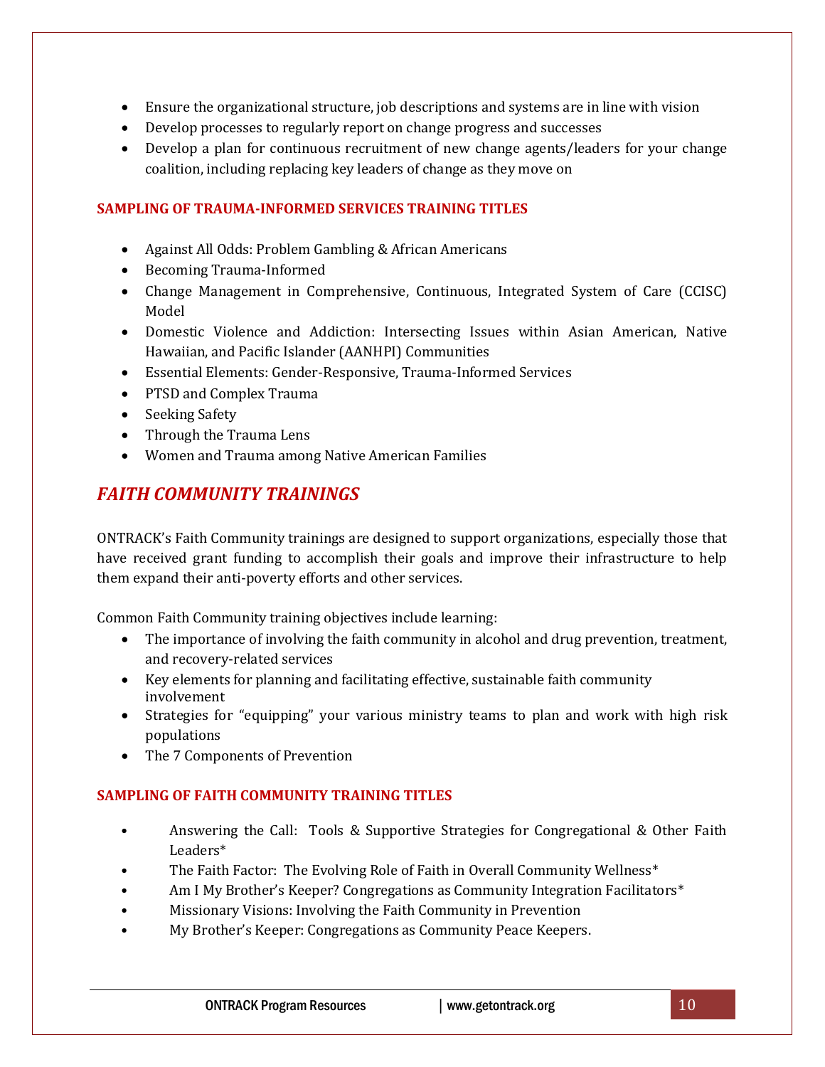- Ensure the organizational structure, job descriptions and systems are in line with vision
- Develop processes to regularly report on change progress and successes
- Develop a plan for continuous recruitment of new change agents/leaders for your change coalition, including replacing key leaders of change as they move on

**SAMPLING OF TRAUMA-INFORMED SERVICES TRAINING TITLES**

- Against All Odds: Problem Gambling & African Americans
- Becoming Trauma-Informed
- Change Management in Comprehensive, Continuous, Integrated System of Care (CCISC) Model
- Domestic Violence and Addiction: Intersecting Issues within Asian American, Native Hawaiian, and Pacific Islander (AANHPI) Communities
- Essential Elements: Gender-Responsive, Trauma-Informed Services
- PTSD and Complex Trauma
- Seeking Safety
- Through the Trauma Lens
- Women and Trauma among Native American Families

## *FAITH COMMUNITY TRAININGS*

ONTRACK's Faith Community trainings are designed to support organizations, especially those that have received grant funding to accomplish their goals and improve their infrastructure to help them expand their anti-poverty efforts and other services.

Common Faith Community training objectives include learning:

- The importance of involving the faith community in alcohol and drug prevention, treatment, and recovery-related services
- Key elements for planning and facilitating effective, sustainable faith community involvement
- Strategies for "equipping" your various ministry teams to plan and work with high risk populations
- The 7 Components of Prevention

**SAMPLING OF FAITH COMMUNITY TRAINING TITLES**

- Answering the Call: Tools & Supportive Strategies for Congregational & Other Faith Leaders*
- The Faith Factor: The Evolving Role of Faith in Overall Community Wellness*
- Am I My Brother's Keeper? Congregations as Community Integration Facilitators*
- Missionary Visions: Involving the Faith Community in Prevention
- My Brother's Keeper: Congregations as Community Peace Keepers.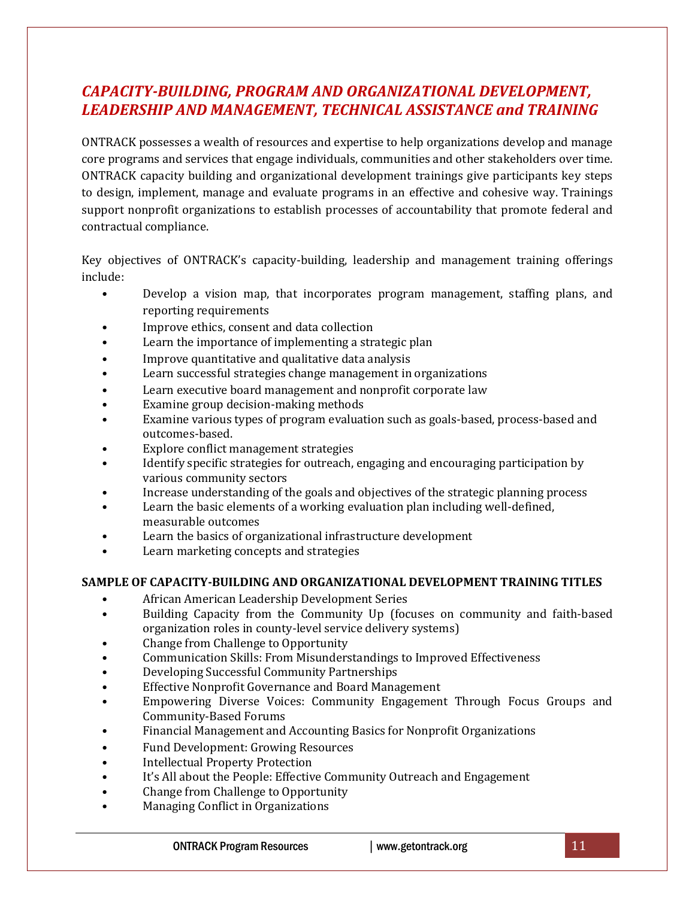## *CAPACITY-BUILDING, PROGRAM AND ORGANIZATIONAL DEVELOPMENT, LEADERSHIP AND MANAGEMENT, TECHNICAL ASSISTANCE and TRAINING*

ONTRACK possesses a wealth of resources and expertise to help organizations develop and manage core programs and services that engage individuals, communities and other stakeholders over time. ONTRACK capacity building and organizational development trainings give participants key steps to design, implement, manage and evaluate programs in an effective and cohesive way. Trainings support nonprofit organizations to establish processes of accountability that promote federal and contractual compliance.

Key objectives of ONTRACK's capacity-building, leadership and management training offerings include:

- Develop a vision map, that incorporates program management, staffing plans, and reporting requirements
- Improve ethics, consent and data collection
- Learn the importance of implementing a strategic plan
- Improve quantitative and qualitative data analysis
- Learn successful strategies change management in organizations
- Learn executive board management and nonprofit corporate law
- Examine group decision-making methods
- Examine various types of program evaluation such as goals-based, process-based and outcomes-based.
- Explore conflict management strategies
- Identify specific strategies for outreach, engaging and encouraging participation by various community sectors
- Increase understanding of the goals and objectives of the strategic planning process
- Learn the basic elements of a working evaluation plan including well-defined, measurable outcomes
- Learn the basics of organizational infrastructure development
- Learn marketing concepts and strategies

**SAMPLE OF CAPACITY-BUILDING AND ORGANIZATIONAL DEVELOPMENT TRAINING TITLES**

- African American Leadership Development Series
- Building Capacity from the Community Up (focuses on community and faith-based organization roles in county-level service delivery systems)
- Change from Challenge to Opportunity
- Communication Skills: From Misunderstandings to Improved Effectiveness
- Developing Successful Community Partnerships
- Effective Nonprofit Governance and Board Management
- Empowering Diverse Voices: Community Engagement Through Focus Groups and Community-Based Forums
- Financial Management and Accounting Basics for Nonprofit Organizations
- Fund Development: Growing Resources
- Intellectual Property Protection
- It's All about the People: Effective Community Outreach and Engagement
- Change from Challenge to Opportunity
- Managing Conflict in Organizations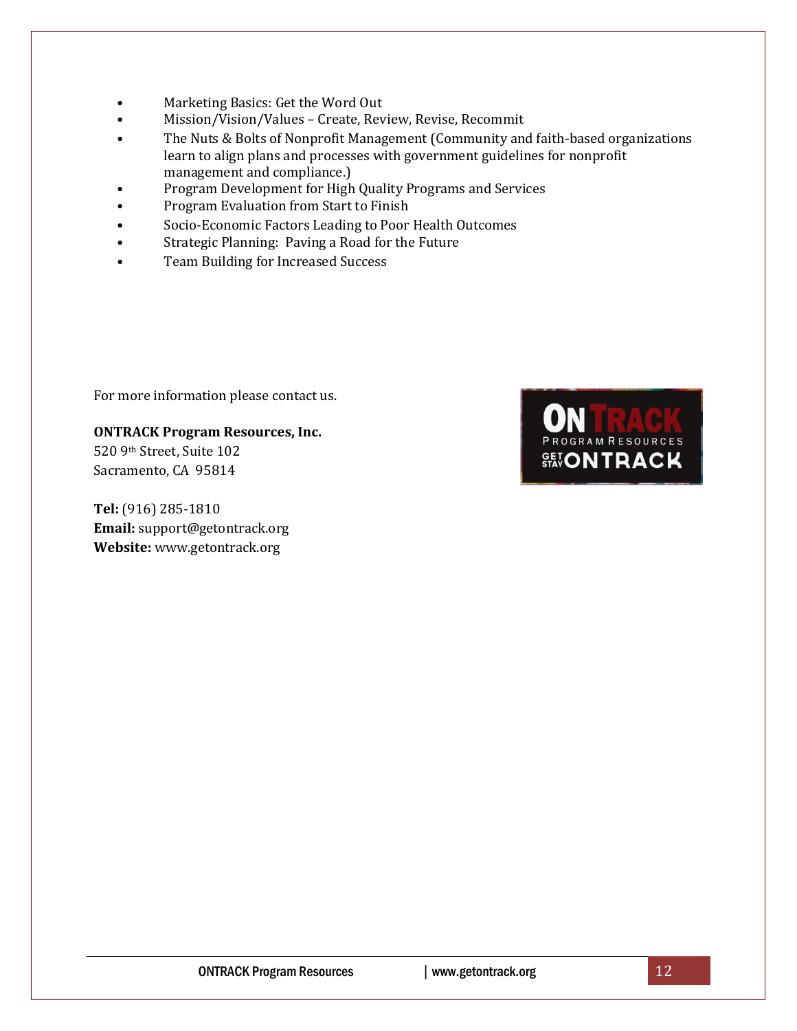- Marketing Basics: Get the Word Out
- Mission/Vision/Values – Create, Review, Revise, Recommit
- The Nuts & Bolts of Nonprofit Management (Community and faith-based organizations learn to align plans and processes with government guidelines for nonprofit management and compliance.)
- Program Development for High Quality Programs and Services
- Program Evaluation from Start to Finish
- Socio-Economic Factors Leading to Poor Health Outcomes
- Strategic Planning: Paving a Road for the Future
- Team Building for Increased Success

For more information please contact us.

**ONTRACK Program Resources, Inc.**
520 9th Street, Suite 102
Sacramento, CA 95814

**Tel:** (916) 285-1810
**Email:** support@getontrack.org
**Website:** www.getontrack.org